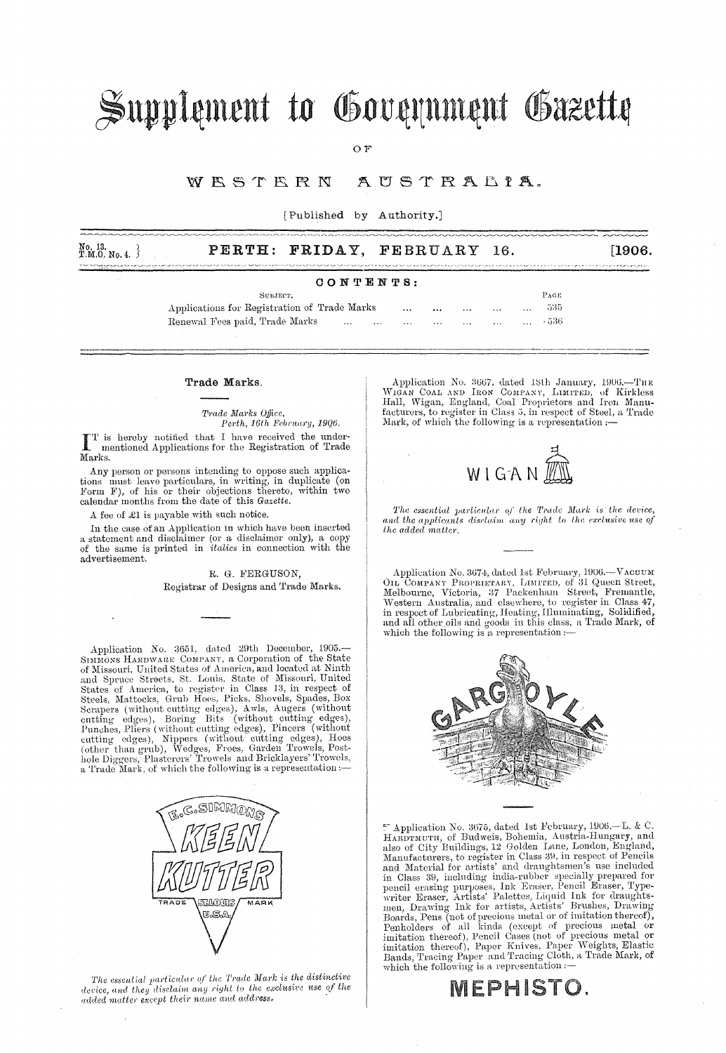# Supplement to Government Gazette

OF

# WESTERN AUSTRALIA.

[Published by Authority.]

No. 13.
T.M.O. No. 4.

**PERTH: FRIDAY, FEBRUARY 16.** [1906.

## CONTENTS:

| SUBJECT. | PAGE |
|---|---|
| Applications for Registration of Trade Marks ... ... ... ... ... ... | 535 |
| Renewal Fees paid, Trade Marks ... ... ... ... ... ... ... ... | 536 |

## Trade Marks.

*Trade Marks Office,*
*Perth, 16th February, 1906.*

IT is hereby notified that I have received the under-mentioned Applications for the Registration of Trade Marks.

Any person or persons intending to oppose such applications must leave particulars, in writing, in duplicate (on Form F), of his or their objections thereto, within two calendar months from the date of this *Gazette*.

A fee of £1 is payable with such notice.

In the case of an Application in which have been inserted a statement and disclaimer (or a disclaimer only), a copy of the same is printed in *italics* in connection with the advertisement.

R. G. FERGUSON,
Registrar of Designs and Trade Marks.

---

Application No. 3651, dated 29th December, 1905.—SIMMONS HARDWARE COMPANY, a Corporation of the State of Missouri, United States of America, and located at Ninth and Spruce Streets, St. Louis, State of Missouri, United States of America, to register in Class 13, in respect of Steels, Mattocks, Grub Hoes, Picks, Shovels, Spades, Box Scrapers (without cutting edges), Awls, Augers (without cutting edges), Boring Bits (without cutting edges), Punches, Pliers (without cutting edges), Pincers (without cutting edges), Nippers (without cutting edges), Hoes (other than grub), Wedges, Froes, Garden Trowels, Post-hole Diggers, Plasterers' Trowels and Bricklayers' Trowels, a Trade Mark, of which the following is a representation:—

E. C. SIMMONS
KEEN KUTTER
TRADE ST. LOUIS U.S.A. MARK

*The essential particular of the Trade Mark is the distinctive device, and they disclaim any right to the exclusive use of the added matter except their name and address.*

---

Application No. 3667, dated 18th January, 1906.—THE WIGAN COAL AND IRON COMPANY, LIMITED, of Kirkless Hall, Wigan, England, Coal Proprietors and Iron Manufacturers, to register in Class 5, in respect of Steel, a Trade Mark, of which the following is a representation:—

WIGAN

*The essential particular of the Trade Mark is the device, and the applicants disclaim any right to the exclusive use of the added matter.*

---

Application No. 3674, dated 1st February, 1906.—VACUUM OIL COMPANY PROPRIETARY, LIMITED, of 31 Queen Street, Melbourne, Victoria, 37 Packenham Street, Fremantle, Western Australia, and elsewhere, to register in Class 47, in respect of Lubricating, Heating, Illuminating, Solidified, and all other oils and goods in this class, a Trade Mark, of which the following is a representation:—

GARGOYLE

---

Application No. 3675, dated 1st February, 1906.—L. & C. HARDTMUTH, of Budweis, Bohemia, Austria-Hungary, and also of City Buildings, 12 Golden Lane, London, England, Manufacturers, to register in Class 39, in respect of Pencils and Material for artists' and draughtsmen's use included in Class 39, including india-rubber specially prepared for pencil erasing purposes, Ink Eraser, Pencil Eraser, Typewriter Eraser, Artists' Palettes, Liquid Ink for draughtsmen, Drawing Ink for artists, Artists' Brushes, Drawing Boards, Pens (not of precious metal or of imitation thereof), Penholders of all kinds (except of precious metal or imitation thereof), Pencil Cases (not of precious metal or imitation thereof), Paper Knives, Paper Weights, Elastic Bands, Tracing Paper and Tracing Cloth, a Trade Mark, of which the following is a representation:—

MEPHISTO.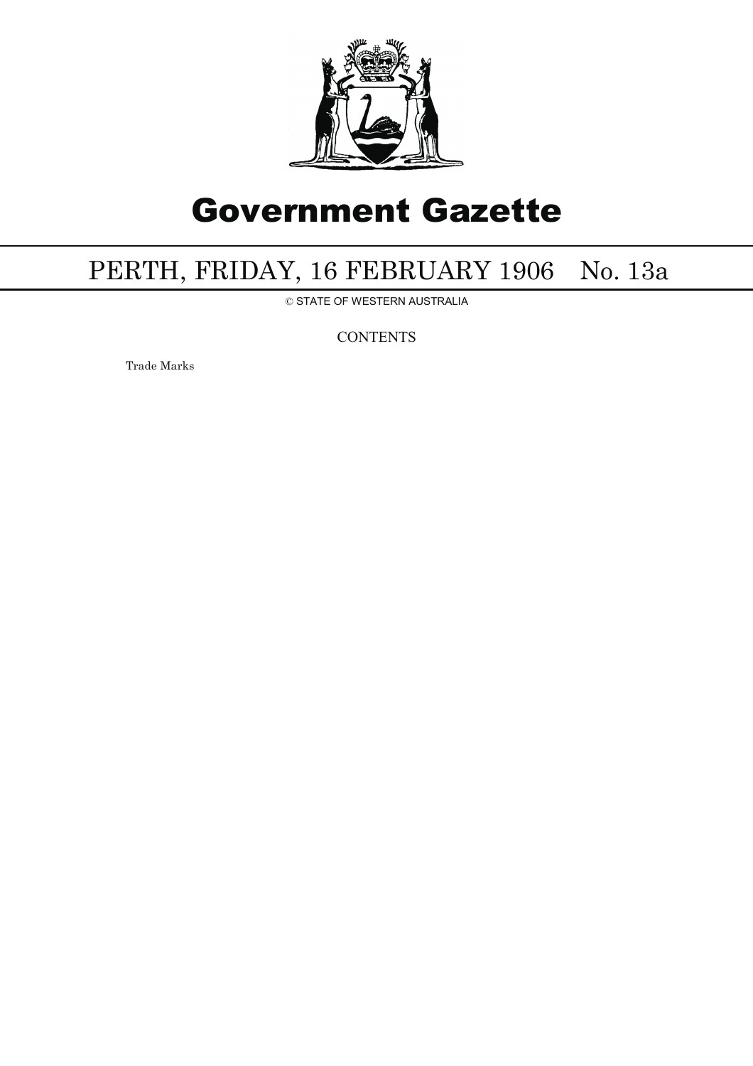# Government Gazette

## PERTH, FRIDAY, 16 FEBRUARY 1906 No. 13a

© STATE OF WESTERN AUSTRALIA

CONTENTS

Trade Marks